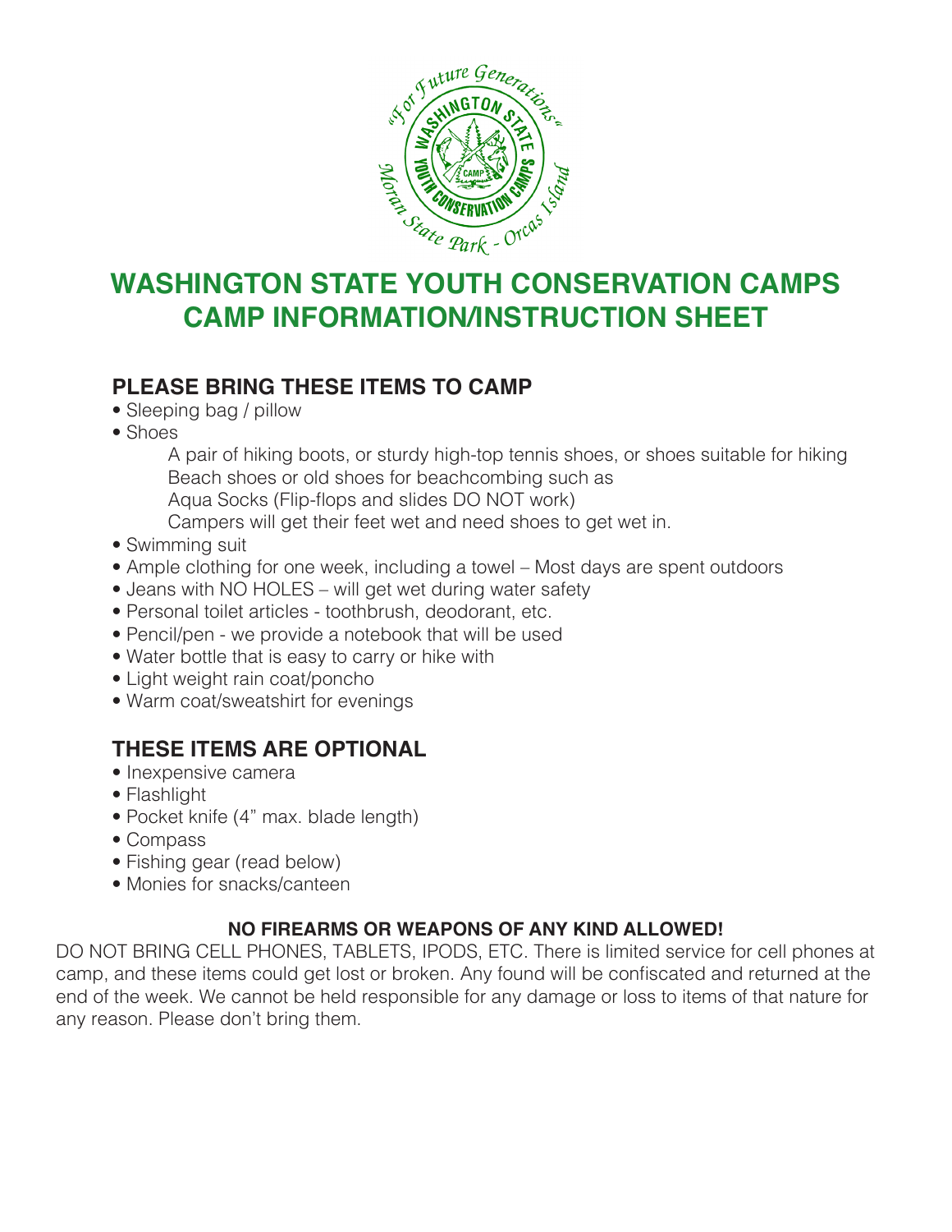# WASHINGTON STATE YOUTH CONSERVATION CAMPS
# CAMP INFORMATION/INSTRUCTION SHEET

## PLEASE BRING THESE ITEMS TO CAMP

- Sleeping bag / pillow
- Shoes

  A pair of hiking boots, or sturdy high-top tennis shoes, or shoes suitable for hiking
  Beach shoes or old shoes for beachcombing such as
  Aqua Socks (Flip-flops and slides DO NOT work)
  Campers will get their feet wet and need shoes to get wet in.
- Swimming suit
- Ample clothing for one week, including a towel – Most days are spent outdoors
- Jeans with NO HOLES – will get wet during water safety
- Personal toilet articles - toothbrush, deodorant, etc.
- Pencil/pen - we provide a notebook that will be used
- Water bottle that is easy to carry or hike with
- Light weight rain coat/poncho
- Warm coat/sweatshirt for evenings

## THESE ITEMS ARE OPTIONAL

- Inexpensive camera
- Flashlight
- Pocket knife (4" max. blade length)
- Compass
- Fishing gear (read below)
- Monies for snacks/canteen

**NO FIREARMS OR WEAPONS OF ANY KIND ALLOWED!**

DO NOT BRING CELL PHONES, TABLETS, IPODS, ETC. There is limited service for cell phones at camp, and these items could get lost or broken. Any found will be confiscated and returned at the end of the week. We cannot be held responsible for any damage or loss to items of that nature for any reason. Please don't bring them.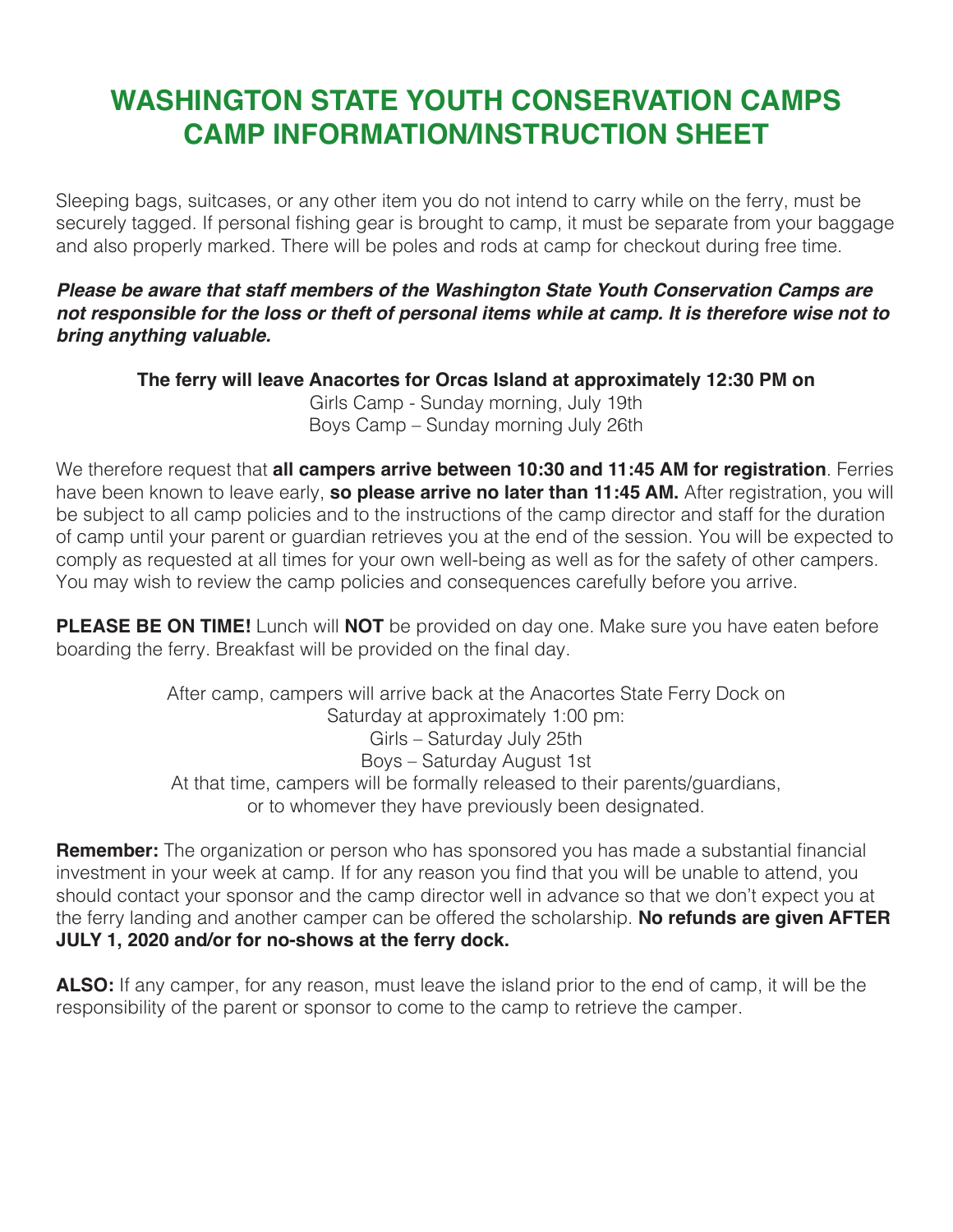# WASHINGTON STATE YOUTH CONSERVATION CAMPS CAMP INFORMATION/INSTRUCTION SHEET

Sleeping bags, suitcases, or any other item you do not intend to carry while on the ferry, must be securely tagged. If personal fishing gear is brought to camp, it must be separate from your baggage and also properly marked. There will be poles and rods at camp for checkout during free time.

***Please be aware that staff members of the Washington State Youth Conservation Camps are not responsible for the loss or theft of personal items while at camp. It is therefore wise not to bring anything valuable.***

**The ferry will leave Anacortes for Orcas Island at approximately 12:30 PM on**
Girls Camp - Sunday morning, July 19th
Boys Camp – Sunday morning July 26th

We therefore request that **all campers arrive between 10:30 and 11:45 AM for registration**. Ferries have been known to leave early, **so please arrive no later than 11:45 AM.** After registration, you will be subject to all camp policies and to the instructions of the camp director and staff for the duration of camp until your parent or guardian retrieves you at the end of the session. You will be expected to comply as requested at all times for your own well-being as well as for the safety of other campers. You may wish to review the camp policies and consequences carefully before you arrive.

**PLEASE BE ON TIME!** Lunch will **NOT** be provided on day one. Make sure you have eaten before boarding the ferry. Breakfast will be provided on the final day.

After camp, campers will arrive back at the Anacortes State Ferry Dock on
Saturday at approximately 1:00 pm:
Girls – Saturday July 25th
Boys – Saturday August 1st
At that time, campers will be formally released to their parents/guardians,
or to whomever they have previously been designated.

**Remember:** The organization or person who has sponsored you has made a substantial financial investment in your week at camp. If for any reason you find that you will be unable to attend, you should contact your sponsor and the camp director well in advance so that we don't expect you at the ferry landing and another camper can be offered the scholarship. **No refunds are given AFTER JULY 1, 2020 and/or for no-shows at the ferry dock.**

**ALSO:** If any camper, for any reason, must leave the island prior to the end of camp, it will be the responsibility of the parent or sponsor to come to the camp to retrieve the camper.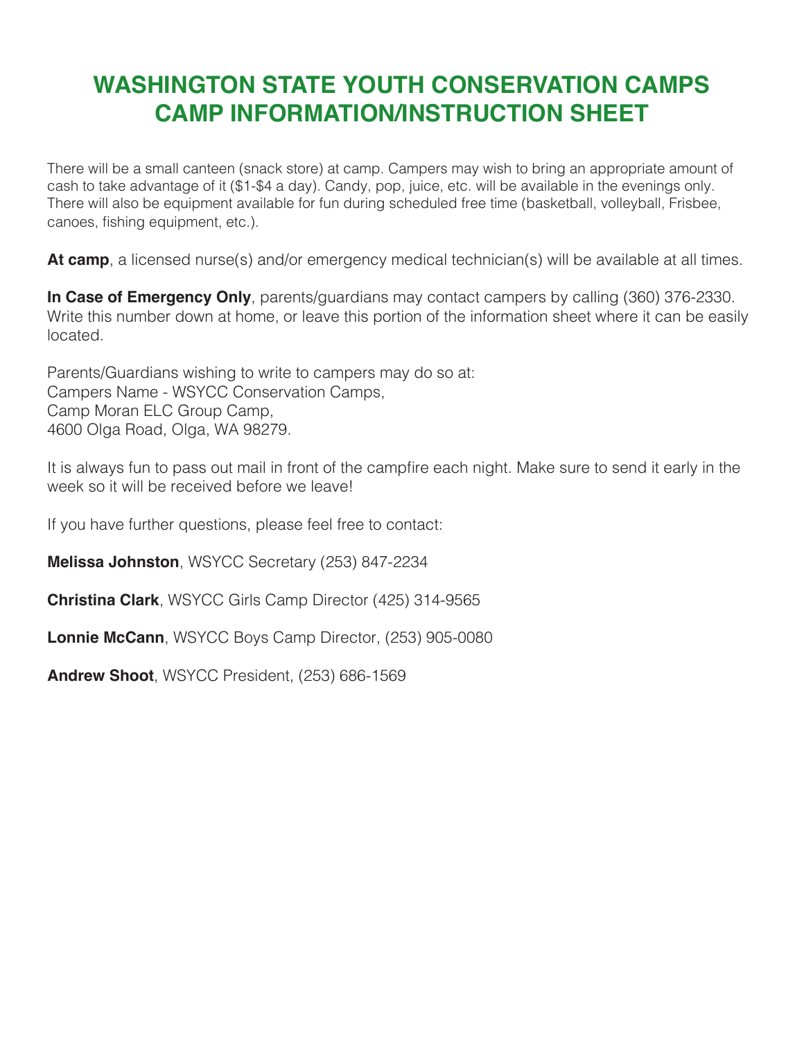# WASHINGTON STATE YOUTH CONSERVATION CAMPS CAMP INFORMATION/INSTRUCTION SHEET

There will be a small canteen (snack store) at camp. Campers may wish to bring an appropriate amount of cash to take advantage of it ($1-$4 a day). Candy, pop, juice, etc. will be available in the evenings only. There will also be equipment available for fun during scheduled free time (basketball, volleyball, Frisbee, canoes, fishing equipment, etc.).

**At camp**, a licensed nurse(s) and/or emergency medical technician(s) will be available at all times.

**In Case of Emergency Only**, parents/guardians may contact campers by calling (360) 376-2330. Write this number down at home, or leave this portion of the information sheet where it can be easily located.

Parents/Guardians wishing to write to campers may do so at:
Campers Name - WSYCC Conservation Camps,
Camp Moran ELC Group Camp,
4600 Olga Road, Olga, WA 98279.

It is always fun to pass out mail in front of the campfire each night. Make sure to send it early in the week so it will be received before we leave!

If you have further questions, please feel free to contact:

**Melissa Johnston**, WSYCC Secretary (253) 847-2234

**Christina Clark**, WSYCC Girls Camp Director (425) 314-9565

**Lonnie McCann**, WSYCC Boys Camp Director, (253) 905-0080

**Andrew Shoot**, WSYCC President, (253) 686-1569